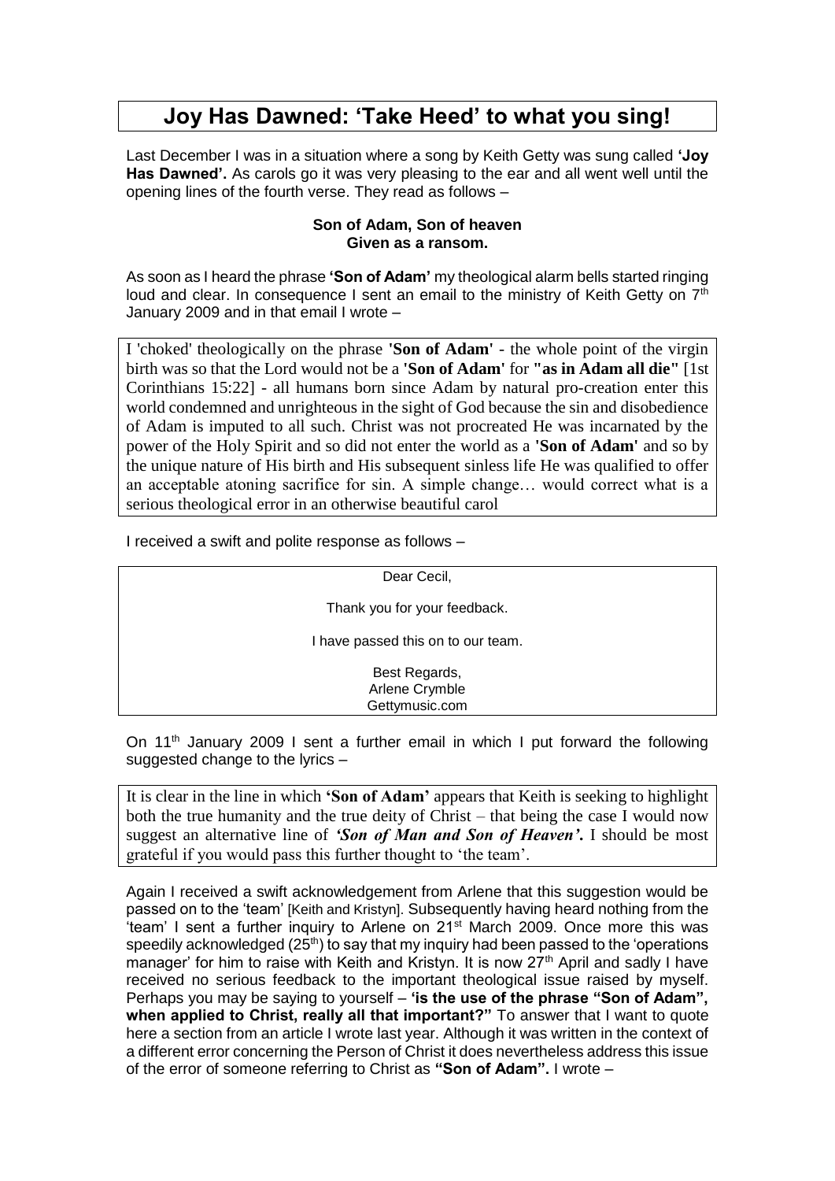# Joy Has Dawned: 'Take Heed' to what you sing!

Last December I was in a situation where a song by Keith Getty was sung called **'Joy Has Dawned'.** As carols go it was very pleasing to the ear and all went well until the opening lines of the fourth verse. They read as follows –

**Son of Adam, Son of heaven**
**Given as a ransom.**

As soon as I heard the phrase **'Son of Adam'** my theological alarm bells started ringing loud and clear. In consequence I sent an email to the ministry of Keith Getty on 7th January 2009 and in that email I wrote –

> I 'choked' theologically on the phrase **'Son of Adam'** - the whole point of the virgin birth was so that the Lord would not be a **'Son of Adam'** for **"as in Adam all die"** [1st Corinthians 15:22] - all humans born since Adam by natural pro-creation enter this world condemned and unrighteous in the sight of God because the sin and disobedience of Adam is imputed to all such. Christ was not procreated He was incarnated by the power of the Holy Spirit and so did not enter the world as a **'Son of Adam'** and so by the unique nature of His birth and His subsequent sinless life He was qualified to offer an acceptable atoning sacrifice for sin. A simple change… would correct what is a serious theological error in an otherwise beautiful carol

I received a swift and polite response as follows –

> Dear Cecil,
>
> Thank you for your feedback.
>
> I have passed this on to our team.
>
> Best Regards,
> Arlene Crymble
> Gettymusic.com

On 11th January 2009 I sent a further email in which I put forward the following suggested change to the lyrics –

> It is clear in the line in which **'Son of Adam'** appears that Keith is seeking to highlight both the true humanity and the true deity of Christ – that being the case I would now suggest an alternative line of ***'Son of Man and Son of Heaven'.*** I should be most grateful if you would pass this further thought to 'the team'.

Again I received a swift acknowledgement from Arlene that this suggestion would be passed on to the 'team' [Keith and Kristyn]. Subsequently having heard nothing from the 'team' I sent a further inquiry to Arlene on 21st March 2009. Once more this was speedily acknowledged (25th) to say that my inquiry had been passed to the 'operations manager' for him to raise with Keith and Kristyn. It is now 27th April and sadly I have received no serious feedback to the important theological issue raised by myself. Perhaps you may be saying to yourself – **'is the use of the phrase "Son of Adam", when applied to Christ, really all that important?"** To answer that I want to quote here a section from an article I wrote last year. Although it was written in the context of a different error concerning the Person of Christ it does nevertheless address this issue of the error of someone referring to Christ as **"Son of Adam".** I wrote –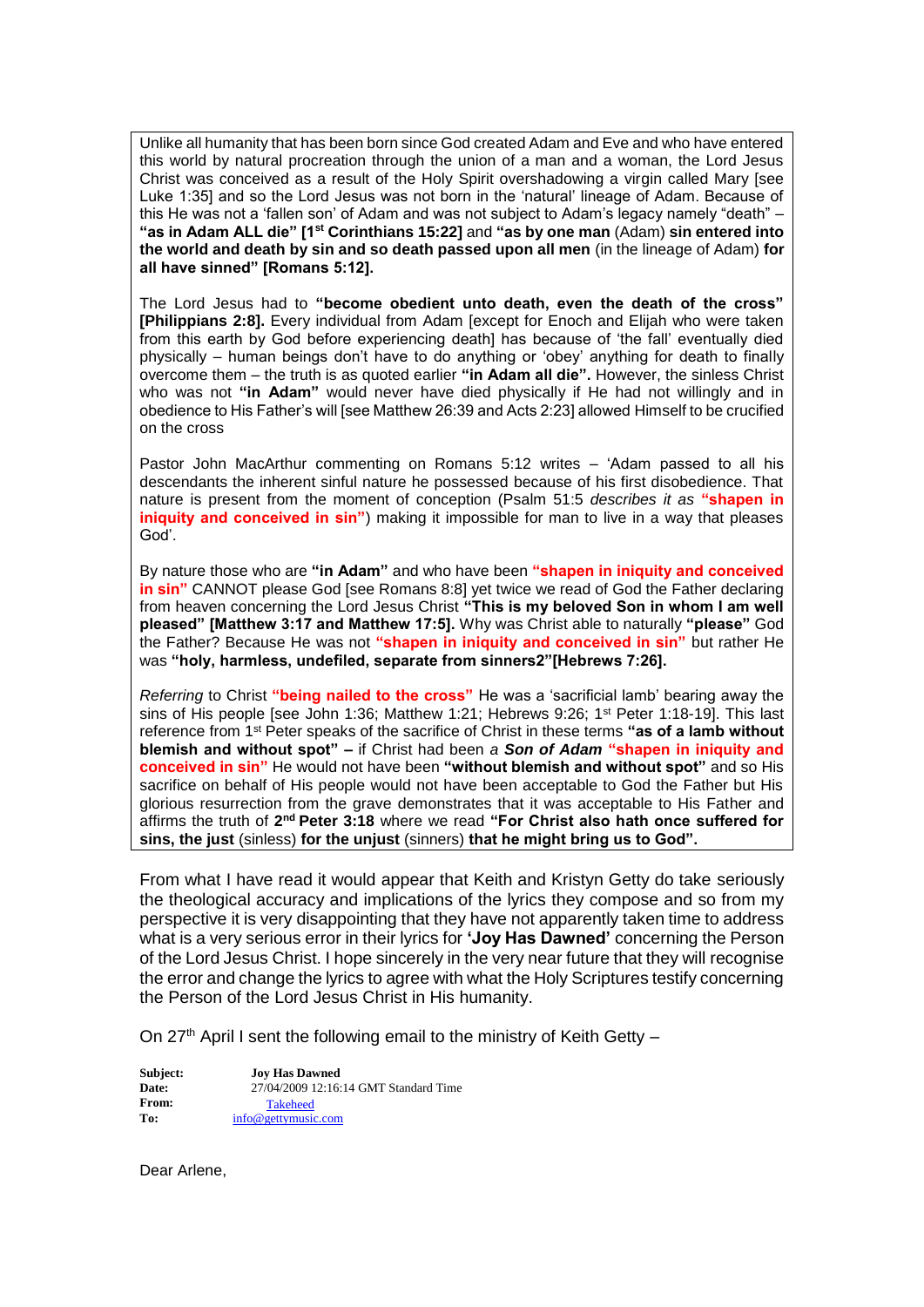Unlike all humanity that has been born since God created Adam and Eve and who have entered this world by natural procreation through the union of a man and a woman, the Lord Jesus Christ was conceived as a result of the Holy Spirit overshadowing a virgin called Mary [see Luke 1:35] and so the Lord Jesus was not born in the 'natural' lineage of Adam. Because of this He was not a 'fallen son' of Adam and was not subject to Adam's legacy namely "death" – **"as in Adam ALL die" [1st Corinthians 15:22]** and **"as by one man** (Adam) **sin entered into the world and death by sin and so death passed upon all men** (in the lineage of Adam) **for all have sinned" [Romans 5:12].**

The Lord Jesus had to **"become obedient unto death, even the death of the cross" [Philippians 2:8].** Every individual from Adam [except for Enoch and Elijah who were taken from this earth by God before experiencing death] has because of 'the fall' eventually died physically – human beings don't have to do anything or 'obey' anything for death to finally overcome them – the truth is as quoted earlier **"in Adam all die".** However, the sinless Christ who was not **"in Adam"** would never have died physically if He had not willingly and in obedience to His Father's will [see Matthew 26:39 and Acts 2:23] allowed Himself to be crucified on the cross

Pastor John MacArthur commenting on Romans 5:12 writes – 'Adam passed to all his descendants the inherent sinful nature he possessed because of his first disobedience. That nature is present from the moment of conception (Psalm 51:5 *describes it as* **"shapen in iniquity and conceived in sin"**) making it impossible for man to live in a way that pleases God'.

By nature those who are **"in Adam"** and who have been **"shapen in iniquity and conceived in sin"** CANNOT please God [see Romans 8:8] yet twice we read of God the Father declaring from heaven concerning the Lord Jesus Christ **"This is my beloved Son in whom I am well pleased" [Matthew 3:17 and Matthew 17:5].** Why was Christ able to naturally **"please"** God the Father? Because He was not **"shapen in iniquity and conceived in sin"** but rather He was **"holy, harmless, undefiled, separate from sinners2"[Hebrews 7:26].**

*Referring* to Christ **"being nailed to the cross"** He was a 'sacrificial lamb' bearing away the sins of His people [see John 1:36; Matthew 1:21; Hebrews 9:26; 1st Peter 1:18-19]. This last reference from 1st Peter speaks of the sacrifice of Christ in these terms **"as of a lamb without blemish and without spot" –** if Christ had been *a* ***Son of Adam*** **"shapen in iniquity and conceived in sin"** He would not have been **"without blemish and without spot"** and so His sacrifice on behalf of His people would not have been acceptable to God the Father but His glorious resurrection from the grave demonstrates that it was acceptable to His Father and affirms the truth of **2nd Peter 3:18** where we read **"For Christ also hath once suffered for sins, the just** (sinless) **for the unjust** (sinners) **that he might bring us to God".**

From what I have read it would appear that Keith and Kristyn Getty do take seriously the theological accuracy and implications of the lyrics they compose and so from my perspective it is very disappointing that they have not apparently taken time to address what is a very serious error in their lyrics for **'Joy Has Dawned'** concerning the Person of the Lord Jesus Christ. I hope sincerely in the very near future that they will recognise the error and change the lyrics to agree with what the Holy Scriptures testify concerning the Person of the Lord Jesus Christ in His humanity.

On 27th April I sent the following email to the ministry of Keith Getty –

| | |
|---|---|
| **Subject:** | **Joy Has Dawned** |
| **Date:** | 27/04/2009 12:16:14 GMT Standard Time |
| **From:** | Takeheed |
| **To:** | info@gettymusic.com |

Dear Arlene,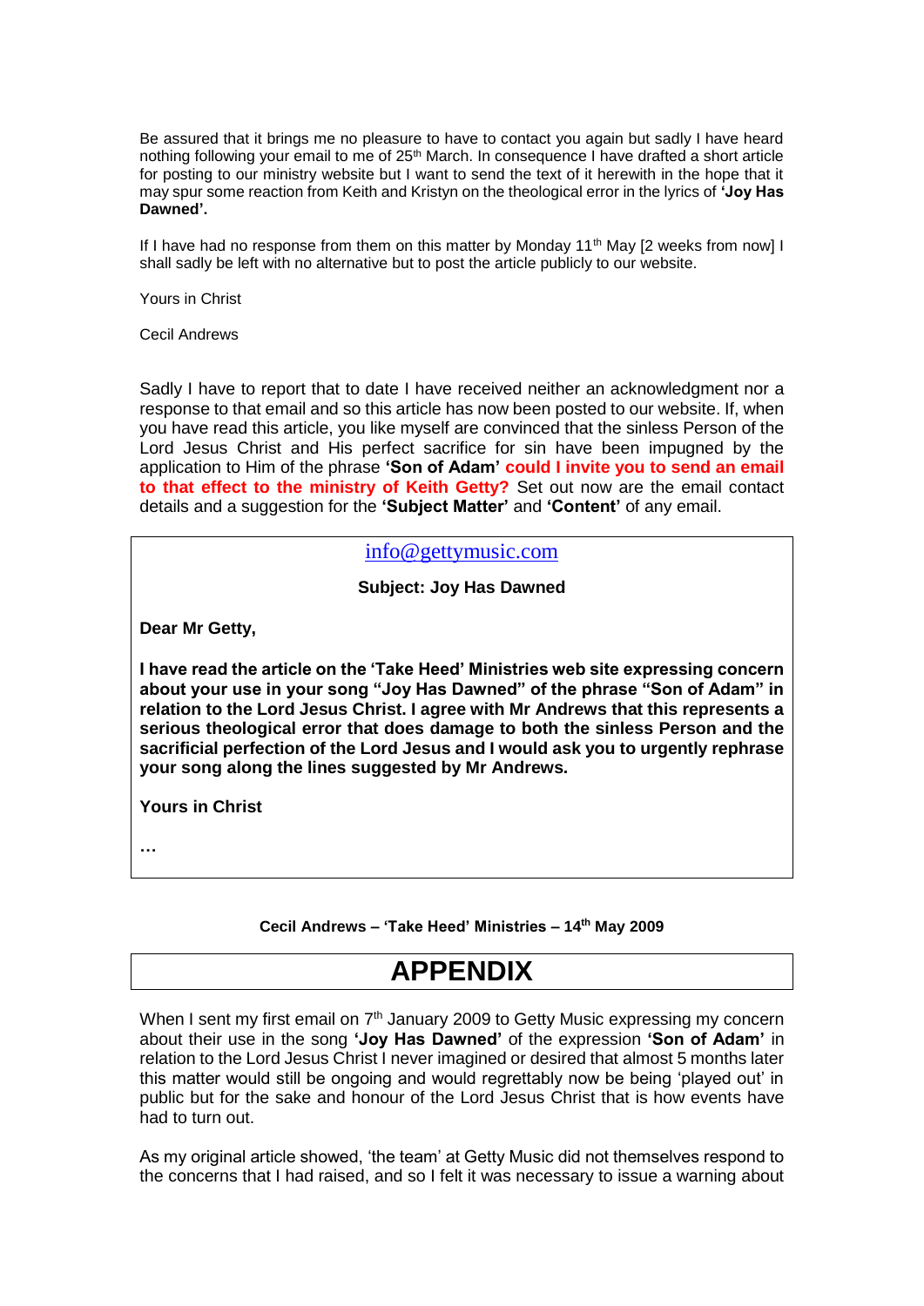Be assured that it brings me no pleasure to have to contact you again but sadly I have heard nothing following your email to me of 25th March. In consequence I have drafted a short article for posting to our ministry website but I want to send the text of it herewith in the hope that it may spur some reaction from Keith and Kristyn on the theological error in the lyrics of **'Joy Has Dawned'.**

If I have had no response from them on this matter by Monday 11th May [2 weeks from now] I shall sadly be left with no alternative but to post the article publicly to our website.

Yours in Christ

Cecil Andrews

Sadly I have to report that to date I have received neither an acknowledgment nor a response to that email and so this article has now been posted to our website. If, when you have read this article, you like myself are convinced that the sinless Person of the Lord Jesus Christ and His perfect sacrifice for sin have been impugned by the application to Him of the phrase **'Son of Adam'** **could I invite you to send an email to that effect to the ministry of Keith Getty?** Set out now are the email contact details and a suggestion for the **'Subject Matter'** and **'Content'** of any email.

> info@gettymusic.com
>
> **Subject: Joy Has Dawned**
>
> **Dear Mr Getty,**
>
> **I have read the article on the 'Take Heed' Ministries web site expressing concern about your use in your song "Joy Has Dawned" of the phrase "Son of Adam" in relation to the Lord Jesus Christ. I agree with Mr Andrews that this represents a serious theological error that does damage to both the sinless Person and the sacrificial perfection of the Lord Jesus and I would ask you to urgently rephrase your song along the lines suggested by Mr Andrews.**
>
> **Yours in Christ**
>
> **…**

**Cecil Andrews – 'Take Heed' Ministries – 14th May 2009**

# APPENDIX

When I sent my first email on 7th January 2009 to Getty Music expressing my concern about their use in the song **'Joy Has Dawned'** of the expression **'Son of Adam'** in relation to the Lord Jesus Christ I never imagined or desired that almost 5 months later this matter would still be ongoing and would regrettably now be being 'played out' in public but for the sake and honour of the Lord Jesus Christ that is how events have had to turn out.

As my original article showed, 'the team' at Getty Music did not themselves respond to the concerns that I had raised, and so I felt it was necessary to issue a warning about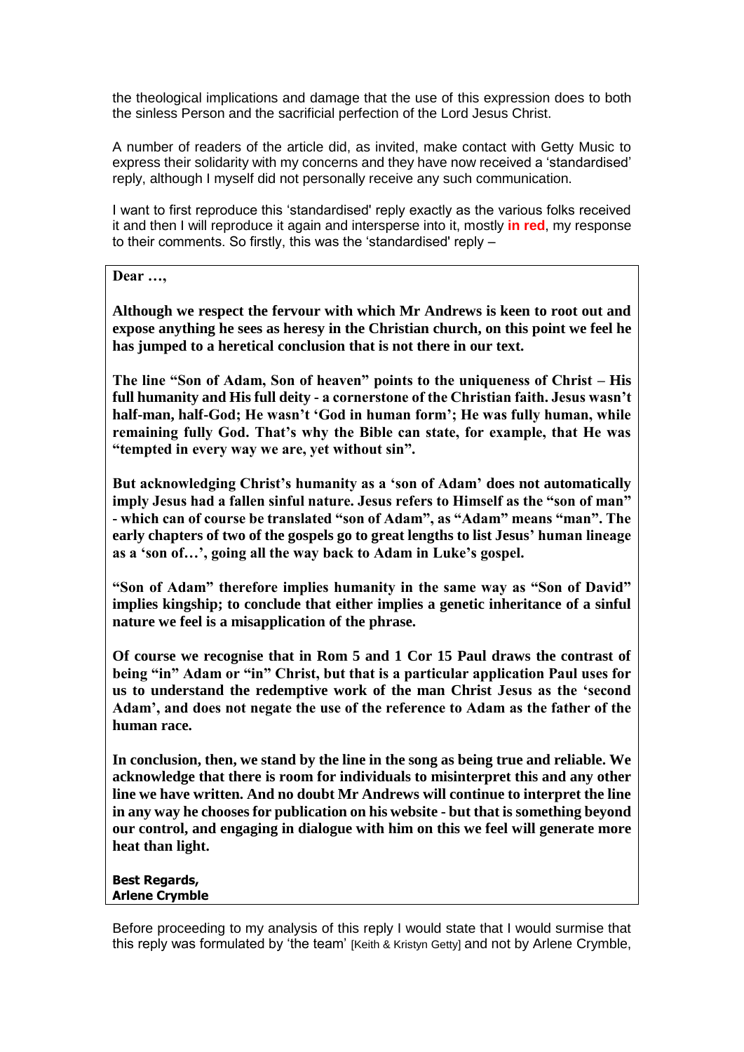the theological implications and damage that the use of this expression does to both the sinless Person and the sacrificial perfection of the Lord Jesus Christ.

A number of readers of the article did, as invited, make contact with Getty Music to express their solidarity with my concerns and they have now received a 'standardised' reply, although I myself did not personally receive any such communication.

I want to first reproduce this 'standardised' reply exactly as the various folks received it and then I will reproduce it again and intersperse into it, mostly **in red**, my response to their comments. So firstly, this was the 'standardised' reply –

> **Dear …,**
>
> **Although we respect the fervour with which Mr Andrews is keen to root out and expose anything he sees as heresy in the Christian church, on this point we feel he has jumped to a heretical conclusion that is not there in our text.**
>
> **The line "Son of Adam, Son of heaven" points to the uniqueness of Christ – His full humanity and His full deity - a cornerstone of the Christian faith. Jesus wasn't half-man, half-God; He wasn't 'God in human form'; He was fully human, while remaining fully God. That's why the Bible can state, for example, that He was "tempted in every way we are, yet without sin".**
>
> **But acknowledging Christ's humanity as a 'son of Adam' does not automatically imply Jesus had a fallen sinful nature. Jesus refers to Himself as the "son of man" - which can of course be translated "son of Adam", as "Adam" means "man". The early chapters of two of the gospels go to great lengths to list Jesus' human lineage as a 'son of…', going all the way back to Adam in Luke's gospel.**
>
> **"Son of Adam" therefore implies humanity in the same way as "Son of David" implies kingship; to conclude that either implies a genetic inheritance of a sinful nature we feel is a misapplication of the phrase.**
>
> **Of course we recognise that in Rom 5 and 1 Cor 15 Paul draws the contrast of being "in" Adam or "in" Christ, but that is a particular application Paul uses for us to understand the redemptive work of the man Christ Jesus as the 'second Adam', and does not negate the use of the reference to Adam as the father of the human race.**
>
> **In conclusion, then, we stand by the line in the song as being true and reliable. We acknowledge that there is room for individuals to misinterpret this and any other line we have written. And no doubt Mr Andrews will continue to interpret the line in any way he chooses for publication on his website - but that is something beyond our control, and engaging in dialogue with him on this we feel will generate more heat than light.**
>
> **Best Regards,**
> **Arlene Crymble**

Before proceeding to my analysis of this reply I would state that I would surmise that this reply was formulated by 'the team' [Keith & Kristyn Getty] and not by Arlene Crymble,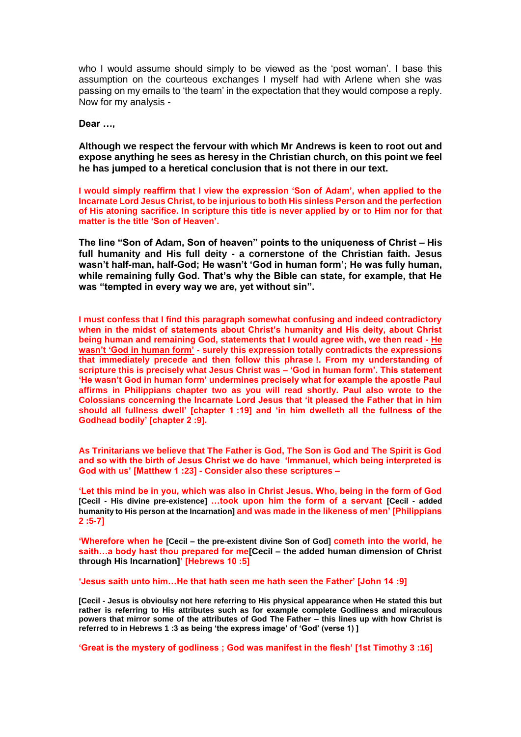who I would assume should simply to be viewed as the 'post woman'. I base this assumption on the courteous exchanges I myself had with Arlene when she was passing on my emails to 'the team' in the expectation that they would compose a reply. Now for my analysis -

**Dear …,**

**Although we respect the fervour with which Mr Andrews is keen to root out and expose anything he sees as heresy in the Christian church, on this point we feel he has jumped to a heretical conclusion that is not there in our text.**

**I would simply reaffirm that I view the expression 'Son of Adam', when applied to the Incarnate Lord Jesus Christ, to be injurious to both His sinless Person and the perfection of His atoning sacrifice. In scripture this title is never applied by or to Him nor for that matter is the title 'Son of Heaven'.**

**The line "Son of Adam, Son of heaven" points to the uniqueness of Christ – His full humanity and His full deity - a cornerstone of the Christian faith. Jesus wasn't half-man, half-God; He wasn't 'God in human form'; He was fully human, while remaining fully God. That's why the Bible can state, for example, that He was "tempted in every way we are, yet without sin".**

**I must confess that I find this paragraph somewhat confusing and indeed contradictory when in the midst of statements about Christ's humanity and His deity, about Christ being human and remaining God, statements that I would agree with, we then read - <u>He wasn't 'God in human form'</u> - surely this expression totally contradicts the expressions that immediately precede and then follow this phrase !. From my understanding of scripture this is precisely what Jesus Christ was – 'God in human form'. This statement 'He wasn't God in human form' undermines precisely what for example the apostle Paul affirms in Philippians chapter two as you will read shortly. Paul also wrote to the Colossians concerning the Incarnate Lord Jesus that 'it pleased the Father that in him should all fullness dwell' [chapter 1 :19] and 'in him dwelleth all the fullness of the Godhead bodily' [chapter 2 :9].**

**As Trinitarians we believe that The Father is God, The Son is God and The Spirit is God and so with the birth of Jesus Christ we do have 'Immanuel, which being interpreted is God with us' [Matthew 1 :23] - Consider also these scriptures –**

**'Let this mind be in you, which was also in Christ Jesus. Who, being in the form of God [Cecil - His divine pre-existence] …took upon him the form of a servant [Cecil - added humanity to His person at the Incarnation] and was made in the likeness of men' [Philippians 2 :5-7]**

**'Wherefore when he [Cecil – the pre-existent divine Son of God] cometh into the world, he saith…a body hast thou prepared for me[Cecil – the added human dimension of Christ through His Incarnation]' [Hebrews 10 :5]**

**'Jesus saith unto him…He that hath seen me hath seen the Father' [John 14 :9]**

**[Cecil - Jesus is obvioulsy not here referring to His physical appearance when He stated this but rather is referring to His attributes such as for example complete Godliness and miraculous powers that mirror some of the attributes of God The Father – this lines up with how Christ is referred to in Hebrews 1 :3 as being 'the express image' of 'God' (verse 1) ]**

**'Great is the mystery of godliness ; God was manifest in the flesh' [1st Timothy 3 :16]**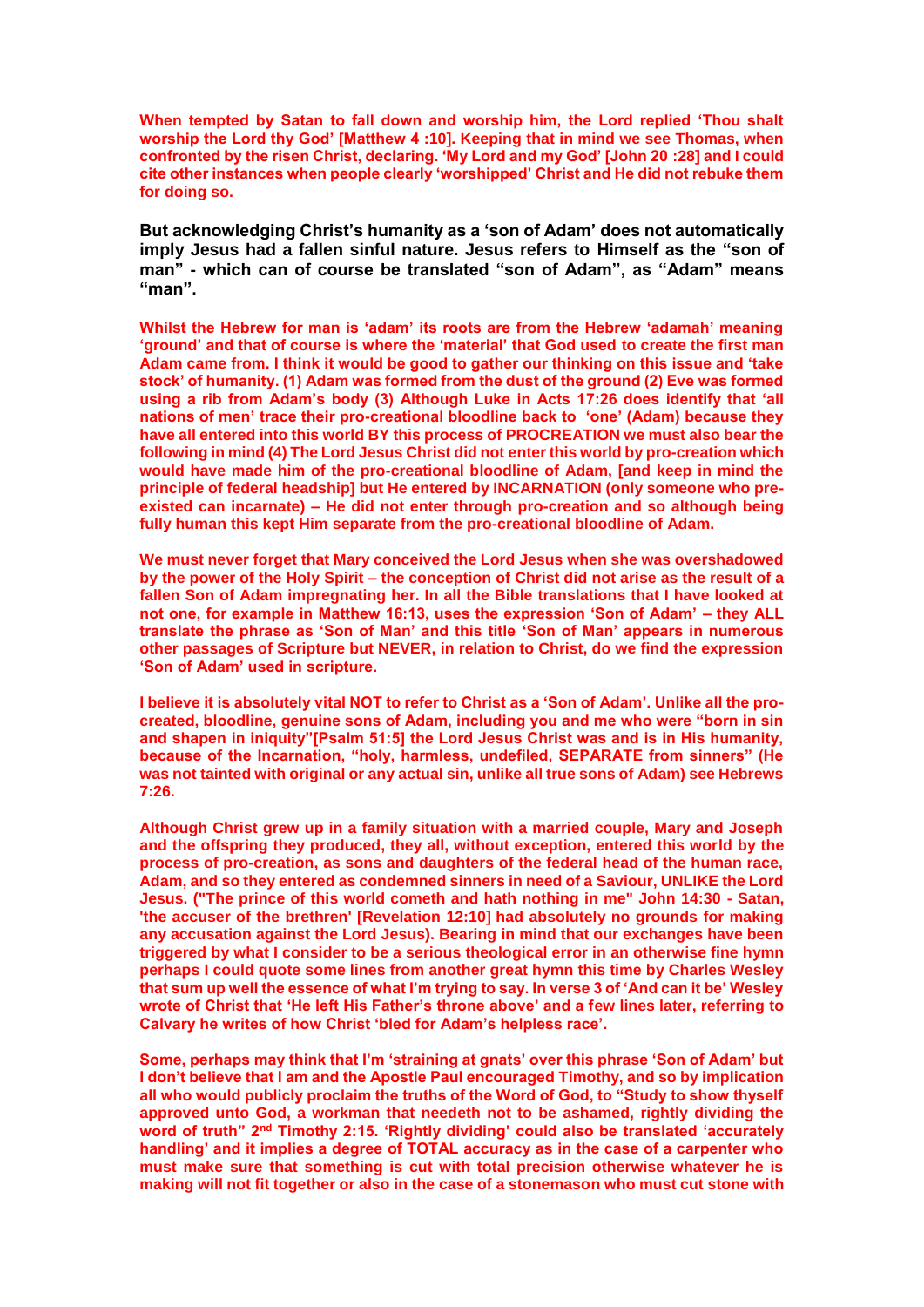**When tempted by Satan to fall down and worship him, the Lord replied 'Thou shalt worship the Lord thy God' [Matthew 4 :10]. Keeping that in mind we see Thomas, when confronted by the risen Christ, declaring. 'My Lord and my God' [John 20 :28] and I could cite other instances when people clearly 'worshipped' Christ and He did not rebuke them for doing so.**

**But acknowledging Christ's humanity as a 'son of Adam' does not automatically imply Jesus had a fallen sinful nature. Jesus refers to Himself as the "son of man" - which can of course be translated "son of Adam", as "Adam" means "man".**

**Whilst the Hebrew for man is 'adam' its roots are from the Hebrew 'adamah' meaning 'ground' and that of course is where the 'material' that God used to create the first man Adam came from. I think it would be good to gather our thinking on this issue and 'take stock' of humanity. (1) Adam was formed from the dust of the ground (2) Eve was formed using a rib from Adam's body (3) Although Luke in Acts 17:26 does identify that 'all nations of men' trace their pro-creational bloodline back to 'one' (Adam) because they have all entered into this world BY this process of PROCREATION we must also bear the following in mind (4) The Lord Jesus Christ did not enter this world by pro-creation which would have made him of the pro-creational bloodline of Adam, [and keep in mind the principle of federal headship] but He entered by INCARNATION (only someone who pre-existed can incarnate) – He did not enter through pro-creation and so although being fully human this kept Him separate from the pro-creational bloodline of Adam.**

**We must never forget that Mary conceived the Lord Jesus when she was overshadowed by the power of the Holy Spirit – the conception of Christ did not arise as the result of a fallen Son of Adam impregnating her. In all the Bible translations that I have looked at not one, for example in Matthew 16:13, uses the expression 'Son of Adam' – they ALL translate the phrase as 'Son of Man' and this title 'Son of Man' appears in numerous other passages of Scripture but NEVER, in relation to Christ, do we find the expression 'Son of Adam' used in scripture.**

**I believe it is absolutely vital NOT to refer to Christ as a 'Son of Adam'. Unlike all the pro-created, bloodline, genuine sons of Adam, including you and me who were "born in sin and shapen in iniquity"[Psalm 51:5] the Lord Jesus Christ was and is in His humanity, because of the Incarnation, "holy, harmless, undefiled, SEPARATE from sinners" (He was not tainted with original or any actual sin, unlike all true sons of Adam) see Hebrews 7:26.**

**Although Christ grew up in a family situation with a married couple, Mary and Joseph and the offspring they produced, they all, without exception, entered this world by the process of pro-creation, as sons and daughters of the federal head of the human race, Adam, and so they entered as condemned sinners in need of a Saviour, UNLIKE the Lord Jesus. ("The prince of this world cometh and hath nothing in me" John 14:30 - Satan, 'the accuser of the brethren' [Revelation 12:10] had absolutely no grounds for making any accusation against the Lord Jesus). Bearing in mind that our exchanges have been triggered by what I consider to be a serious theological error in an otherwise fine hymn perhaps I could quote some lines from another great hymn this time by Charles Wesley that sum up well the essence of what I'm trying to say. In verse 3 of 'And can it be' Wesley wrote of Christ that 'He left His Father's throne above' and a few lines later, referring to Calvary he writes of how Christ 'bled for Adam's helpless race'.**

**Some, perhaps may think that I'm 'straining at gnats' over this phrase 'Son of Adam' but I don't believe that I am and the Apostle Paul encouraged Timothy, and so by implication all who would publicly proclaim the truths of the Word of God, to "Study to show thyself approved unto God, a workman that needeth not to be ashamed, rightly dividing the word of truth" 2nd Timothy 2:15. 'Rightly dividing' could also be translated 'accurately handling' and it implies a degree of TOTAL accuracy as in the case of a carpenter who must make sure that something is cut with total precision otherwise whatever he is making will not fit together or also in the case of a stonemason who must cut stone with**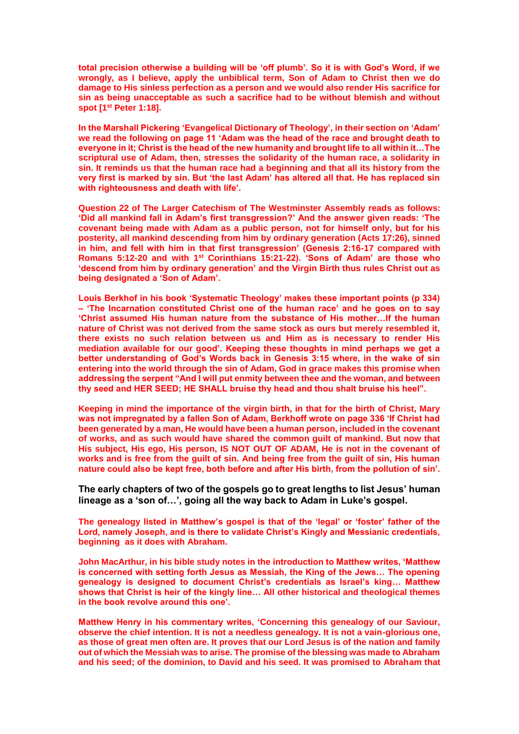**total precision otherwise a building will be 'off plumb'. So it is with God's Word, if we wrongly, as I believe, apply the unbiblical term, Son of Adam to Christ then we do damage to His sinless perfection as a person and we would also render His sacrifice for sin as being unacceptable as such a sacrifice had to be without blemish and without spot [1st Peter 1:18].**

**In the Marshall Pickering 'Evangelical Dictionary of Theology', in their section on 'Adam' we read the following on page 11 'Adam was the head of the race and brought death to everyone in it; Christ is the head of the new humanity and brought life to all within it…The scriptural use of Adam, then, stresses the solidarity of the human race, a solidarity in sin. It reminds us that the human race had a beginning and that all its history from the very first is marked by sin. But 'the last Adam' has altered all that. He has replaced sin with righteousness and death with life'.**

**Question 22 of The Larger Catechism of The Westminster Assembly reads as follows: 'Did all mankind fall in Adam's first transgression?' And the answer given reads: 'The covenant being made with Adam as a public person, not for himself only, but for his posterity, all mankind descending from him by ordinary generation (Acts 17:26), sinned in him, and fell with him in that first transgression' (Genesis 2:16-17 compared with Romans 5:12-20 and with 1st Corinthians 15:21-22). 'Sons of Adam' are those who 'descend from him by ordinary generation' and the Virgin Birth thus rules Christ out as being designated a 'Son of Adam'.**

**Louis Berkhof in his book 'Systematic Theology' makes these important points (p 334) – 'The Incarnation constituted Christ one of the human race' and he goes on to say 'Christ assumed His human nature from the substance of His mother…If the human nature of Christ was not derived from the same stock as ours but merely resembled it, there exists no such relation between us and Him as is necessary to render His mediation available for our good'. Keeping these thoughts in mind perhaps we get a better understanding of God's Words back in Genesis 3:15 where, in the wake of sin entering into the world through the sin of Adam, God in grace makes this promise when addressing the serpent "And I will put enmity between thee and the woman, and between thy seed and HER SEED; HE SHALL bruise thy head and thou shalt bruise his heel".**

**Keeping in mind the importance of the virgin birth, in that for the birth of Christ, Mary was not impregnated by a fallen Son of Adam, Berkhoff wrote on page 336 'If Christ had been generated by a man, He would have been a human person, included in the covenant of works, and as such would have shared the common guilt of mankind. But now that His subject, His ego, His person, IS NOT OUT OF ADAM, He is not in the covenant of works and is free from the guilt of sin. And being free from the guilt of sin, His human nature could also be kept free, both before and after His birth, from the pollution of sin'.**

The early chapters of two of the gospels go to great lengths to list Jesus' human lineage as a 'son of…', going all the way back to Adam in Luke's gospel.

**The genealogy listed in Matthew's gospel is that of the 'legal' or 'foster' father of the Lord, namely Joseph, and is there to validate Christ's Kingly and Messianic credentials, beginning as it does with Abraham.**

**John MacArthur, in his bible study notes in the introduction to Matthew writes, 'Matthew is concerned with setting forth Jesus as Messiah, the King of the Jews… The opening genealogy is designed to document Christ's credentials as Israel's king… Matthew shows that Christ is heir of the kingly line… All other historical and theological themes in the book revolve around this one'.**

**Matthew Henry in his commentary writes, 'Concerning this genealogy of our Saviour, observe the chief intention. It is not a needless genealogy. It is not a vain-glorious one, as those of great men often are. It proves that our Lord Jesus is of the nation and family out of which the Messiah was to arise. The promise of the blessing was made to Abraham and his seed; of the dominion, to David and his seed. It was promised to Abraham that**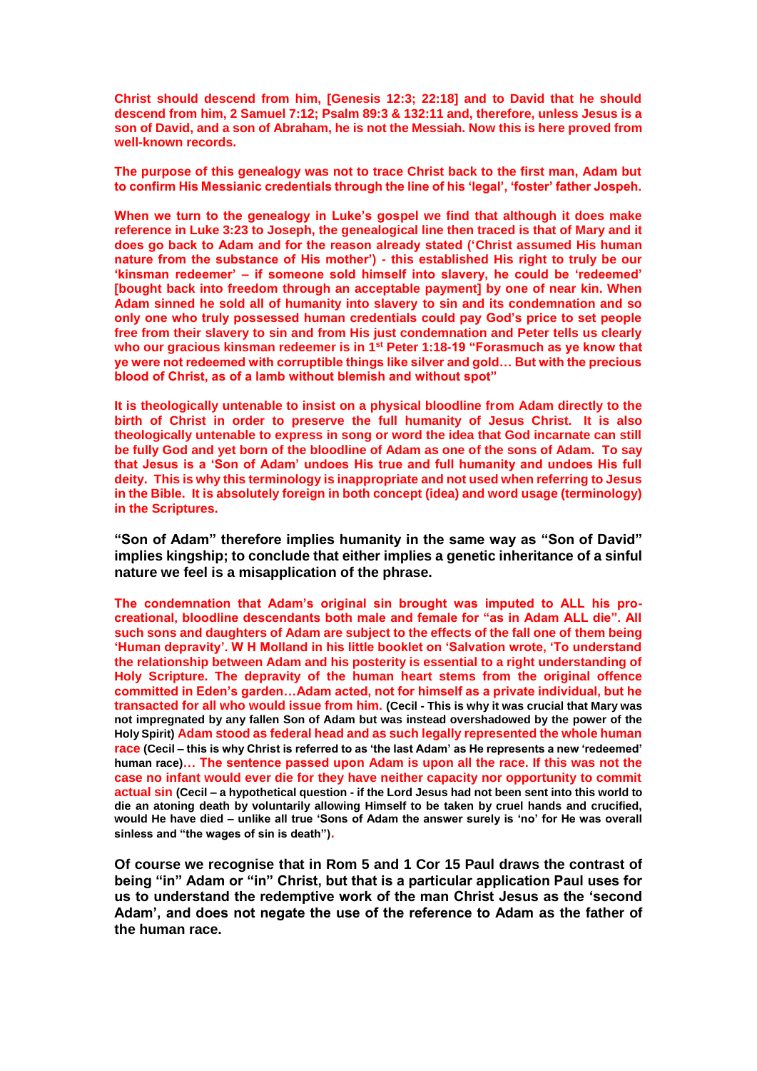**Christ should descend from him, [Genesis 12:3; 22:18] and to David that he should descend from him, 2 Samuel 7:12; Psalm 89:3 & 132:11 and, therefore, unless Jesus is a son of David, and a son of Abraham, he is not the Messiah. Now this is here proved from well-known records.**

**The purpose of this genealogy was not to trace Christ back to the first man, Adam but to confirm His Messianic credentials through the line of his 'legal', 'foster' father Jospeh.**

**When we turn to the genealogy in Luke's gospel we find that although it does make reference in Luke 3:23 to Joseph, the genealogical line then traced is that of Mary and it does go back to Adam and for the reason already stated ('Christ assumed His human nature from the substance of His mother') - this established His right to truly be our 'kinsman redeemer' – if someone sold himself into slavery, he could be 'redeemed' [bought back into freedom through an acceptable payment] by one of near kin. When Adam sinned he sold all of humanity into slavery to sin and its condemnation and so only one who truly possessed human credentials could pay God's price to set people free from their slavery to sin and from His just condemnation and Peter tells us clearly who our gracious kinsman redeemer is in 1st Peter 1:18-19 "Forasmuch as ye know that ye were not redeemed with corruptible things like silver and gold… But with the precious blood of Christ, as of a lamb without blemish and without spot"**

**It is theologically untenable to insist on a physical bloodline from Adam directly to the birth of Christ in order to preserve the full humanity of Jesus Christ. It is also theologically untenable to express in song or word the idea that God incarnate can still be fully God and yet born of the bloodline of Adam as one of the sons of Adam. To say that Jesus is a 'Son of Adam' undoes His true and full humanity and undoes His full deity. This is why this terminology is inappropriate and not used when referring to Jesus in the Bible. It is absolutely foreign in both concept (idea) and word usage (terminology) in the Scriptures.**

**"Son of Adam" therefore implies humanity in the same way as "Son of David" implies kingship; to conclude that either implies a genetic inheritance of a sinful nature we feel is a misapplication of the phrase.**

**The condemnation that Adam's original sin brought was imputed to ALL his pro-creational, bloodline descendants both male and female for "as in Adam ALL die". All such sons and daughters of Adam are subject to the effects of the fall one of them being 'Human depravity'. W H Molland in his little booklet on 'Salvation wrote, 'To understand the relationship between Adam and his posterity is essential to a right understanding of Holy Scripture. The depravity of the human heart stems from the original offence committed in Eden's garden…Adam acted, not for himself as a private individual, but he transacted for all who would issue from him. (Cecil - This is why it was crucial that Mary was not impregnated by any fallen Son of Adam but was instead overshadowed by the power of the Holy Spirit) Adam stood as federal head and as such legally represented the whole human race (Cecil – this is why Christ is referred to as 'the last Adam' as He represents a new 'redeemed' human race)… The sentence passed upon Adam is upon all the race. If this was not the case no infant would ever die for they have neither capacity nor opportunity to commit actual sin (Cecil – a hypothetical question - if the Lord Jesus had not been sent into this world to die an atoning death by voluntarily allowing Himself to be taken by cruel hands and crucified, would He have died – unlike all true 'Sons of Adam the answer surely is 'no' for He was overall sinless and "the wages of sin is death").**

**Of course we recognise that in Rom 5 and 1 Cor 15 Paul draws the contrast of being "in" Adam or "in" Christ, but that is a particular application Paul uses for us to understand the redemptive work of the man Christ Jesus as the 'second Adam', and does not negate the use of the reference to Adam as the father of the human race.**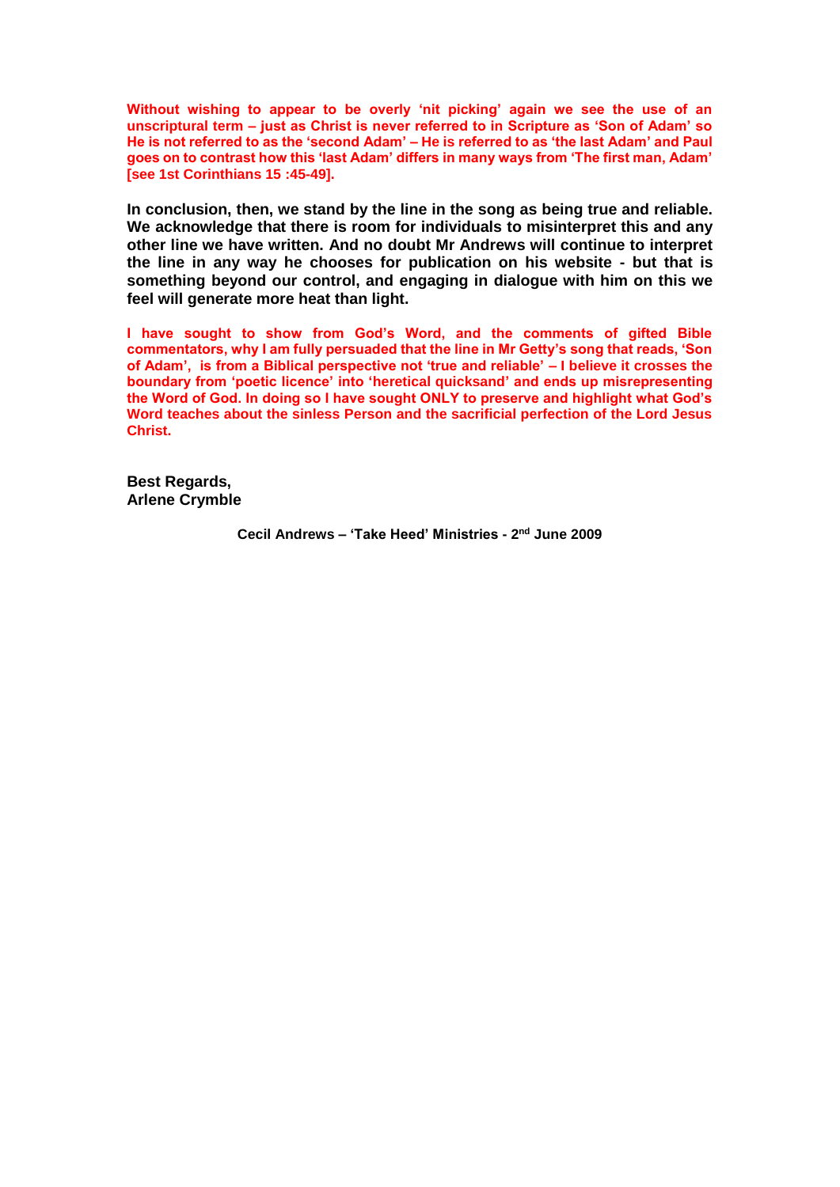**Without wishing to appear to be overly 'nit picking' again we see the use of an unscriptural term – just as Christ is never referred to in Scripture as 'Son of Adam' so He is not referred to as the 'second Adam' – He is referred to as 'the last Adam' and Paul goes on to contrast how this 'last Adam' differs in many ways from 'The first man, Adam' [see 1st Corinthians 15 :45-49].**

**In conclusion, then, we stand by the line in the song as being true and reliable. We acknowledge that there is room for individuals to misinterpret this and any other line we have written. And no doubt Mr Andrews will continue to interpret the line in any way he chooses for publication on his website - but that is something beyond our control, and engaging in dialogue with him on this we feel will generate more heat than light.**

**I have sought to show from God's Word, and the comments of gifted Bible commentators, why I am fully persuaded that the line in Mr Getty's song that reads, 'Son of Adam', is from a Biblical perspective not 'true and reliable' – I believe it crosses the boundary from 'poetic licence' into 'heretical quicksand' and ends up misrepresenting the Word of God. In doing so I have sought ONLY to preserve and highlight what God's Word teaches about the sinless Person and the sacrificial perfection of the Lord Jesus Christ.**

**Best Regards,**
**Arlene Crymble**

**Cecil Andrews – 'Take Heed' Ministries - 2nd June 2009**